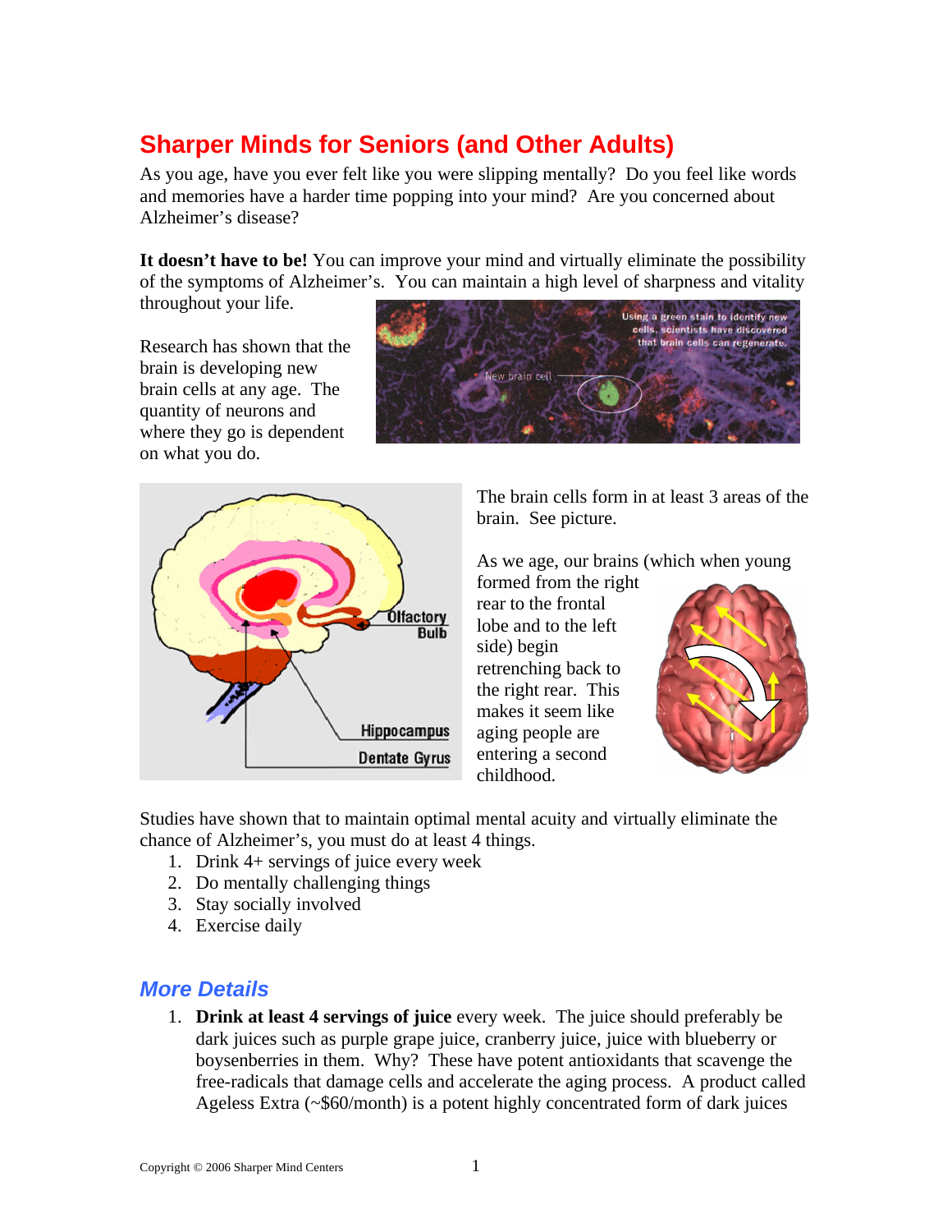# Sharper Minds for Seniors (and Other Adults)

As you age, have you ever felt like you were slipping mentally? Do you feel like words and memories have a harder time popping into your mind? Are you concerned about Alzheimer's disease?

**It doesn't have to be!** You can improve your mind and virtually eliminate the possibility of the symptoms of Alzheimer's. You can maintain a high level of sharpness and vitality throughout your life.

Research has shown that the brain is developing new brain cells at any age. The quantity of neurons and where they go is dependent on what you do.

The brain cells form in at least 3 areas of the brain. See picture.

As we age, our brains (which when young formed from the right rear to the frontal lobe and to the left side) begin retrenching back to the right rear. This makes it seem like aging people are entering a second childhood.

Studies have shown that to maintain optimal mental acuity and virtually eliminate the chance of Alzheimer's, you must do at least 4 things.

1. Drink 4+ servings of juice every week
2. Do mentally challenging things
3. Stay socially involved
4. Exercise daily

## *More Details*

1. **Drink at least 4 servings of juice** every week. The juice should preferably be dark juices such as purple grape juice, cranberry juice, juice with blueberry or boysenberries in them. Why? These have potent antioxidants that scavenge the free-radicals that damage cells and accelerate the aging process. A product called Ageless Extra (~$60/month) is a potent highly concentrated form of dark juices

Copyright © 2006 Sharper Mind Centers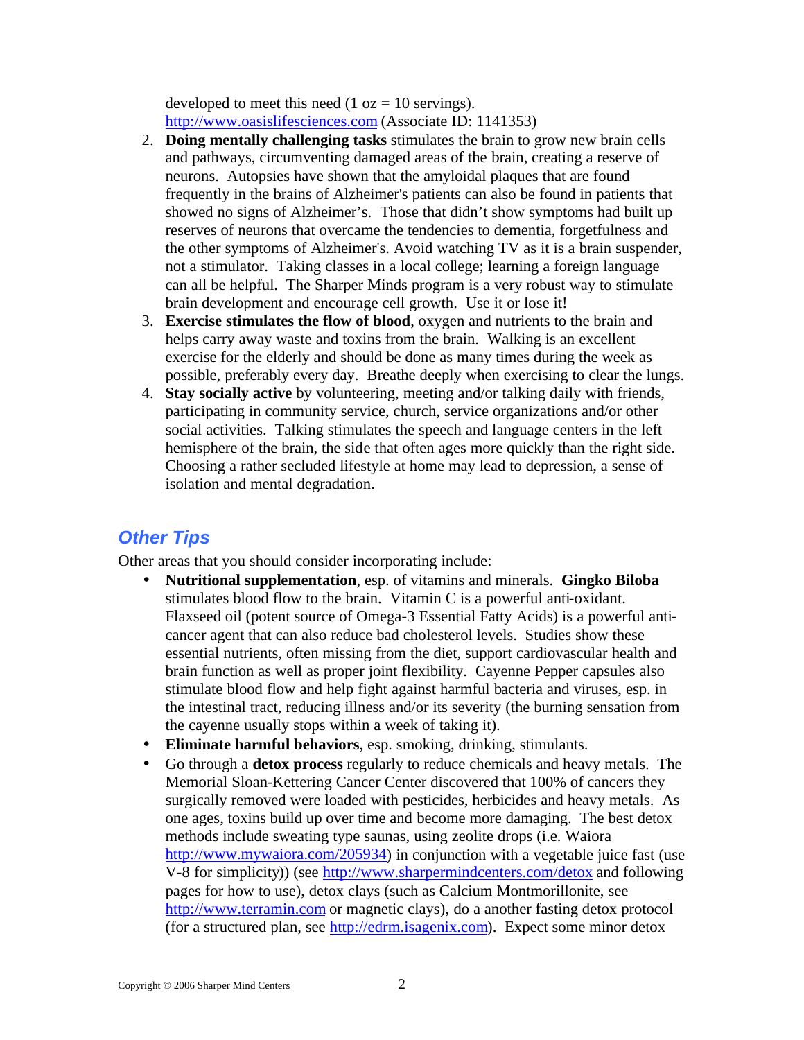developed to meet this need (1 oz = 10 servings).
http://www.oasislifesciences.com (Associate ID: 1141353)

2. **Doing mentally challenging tasks** stimulates the brain to grow new brain cells and pathways, circumventing damaged areas of the brain, creating a reserve of neurons. Autopsies have shown that the amyloidal plaques that are found frequently in the brains of Alzheimer's patients can also be found in patients that showed no signs of Alzheimer's. Those that didn't show symptoms had built up reserves of neurons that overcame the tendencies to dementia, forgetfulness and the other symptoms of Alzheimer's. Avoid watching TV as it is a brain suspender, not a stimulator. Taking classes in a local college; learning a foreign language can all be helpful. The Sharper Minds program is a very robust way to stimulate brain development and encourage cell growth. Use it or lose it!
3. **Exercise stimulates the flow of blood**, oxygen and nutrients to the brain and helps carry away waste and toxins from the brain. Walking is an excellent exercise for the elderly and should be done as many times during the week as possible, preferably every day. Breathe deeply when exercising to clear the lungs.
4. **Stay socially active** by volunteering, meeting and/or talking daily with friends, participating in community service, church, service organizations and/or other social activities. Talking stimulates the speech and language centers in the left hemisphere of the brain, the side that often ages more quickly than the right side. Choosing a rather secluded lifestyle at home may lead to depression, a sense of isolation and mental degradation.

## *Other Tips*

Other areas that you should consider incorporating include:

- **Nutritional supplementation**, esp. of vitamins and minerals. **Gingko Biloba** stimulates blood flow to the brain. Vitamin C is a powerful anti-oxidant. Flaxseed oil (potent source of Omega-3 Essential Fatty Acids) is a powerful anti-cancer agent that can also reduce bad cholesterol levels. Studies show these essential nutrients, often missing from the diet, support cardiovascular health and brain function as well as proper joint flexibility. Cayenne Pepper capsules also stimulate blood flow and help fight against harmful bacteria and viruses, esp. in the intestinal tract, reducing illness and/or its severity (the burning sensation from the cayenne usually stops within a week of taking it).
- **Eliminate harmful behaviors**, esp. smoking, drinking, stimulants.
- Go through a **detox process** regularly to reduce chemicals and heavy metals. The Memorial Sloan-Kettering Cancer Center discovered that 100% of cancers they surgically removed were loaded with pesticides, herbicides and heavy metals. As one ages, toxins build up over time and become more damaging. The best detox methods include sweating type saunas, using zeolite drops (i.e. Waiora http://www.mywaiora.com/205934) in conjunction with a vegetable juice fast (use V-8 for simplicity)) (see http://www.sharpermindcenters.com/detox and following pages for how to use), detox clays (such as Calcium Montmorillonite, see http://www.terramin.com or magnetic clays), do a another fasting detox protocol (for a structured plan, see http://edrm.isagenix.com). Expect some minor detox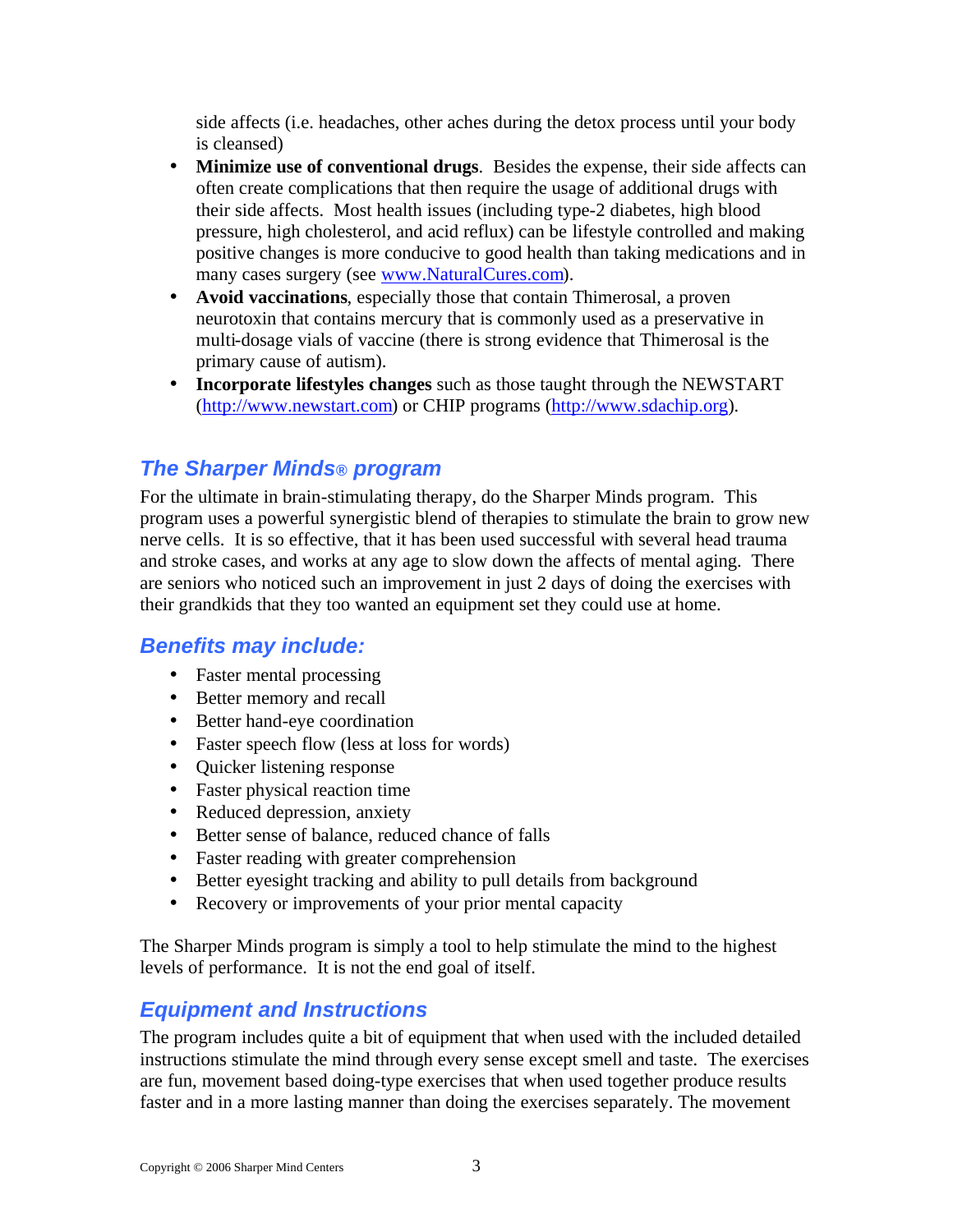side affects (i.e. headaches, other aches during the detox process until your body is cleansed)

- **Minimize use of conventional drugs**. Besides the expense, their side affects can often create complications that then require the usage of additional drugs with their side affects. Most health issues (including type-2 diabetes, high blood pressure, high cholesterol, and acid reflux) can be lifestyle controlled and making positive changes is more conducive to good health than taking medications and in many cases surgery (see www.NaturalCures.com).
- **Avoid vaccinations**, especially those that contain Thimerosal, a proven neurotoxin that contains mercury that is commonly used as a preservative in multi-dosage vials of vaccine (there is strong evidence that Thimerosal is the primary cause of autism).
- **Incorporate lifestyles changes** such as those taught through the NEWSTART (http://www.newstart.com) or CHIP programs (http://www.sdachip.org).

## The Sharper Minds® program

For the ultimate in brain-stimulating therapy, do the Sharper Minds program. This program uses a powerful synergistic blend of therapies to stimulate the brain to grow new nerve cells. It is so effective, that it has been used successful with several head trauma and stroke cases, and works at any age to slow down the affects of mental aging. There are seniors who noticed such an improvement in just 2 days of doing the exercises with their grandkids that they too wanted an equipment set they could use at home.

## Benefits may include:

- Faster mental processing
- Better memory and recall
- Better hand-eye coordination
- Faster speech flow (less at loss for words)
- Quicker listening response
- Faster physical reaction time
- Reduced depression, anxiety
- Better sense of balance, reduced chance of falls
- Faster reading with greater comprehension
- Better eyesight tracking and ability to pull details from background
- Recovery or improvements of your prior mental capacity

The Sharper Minds program is simply a tool to help stimulate the mind to the highest levels of performance. It is not the end goal of itself.

## Equipment and Instructions

The program includes quite a bit of equipment that when used with the included detailed instructions stimulate the mind through every sense except smell and taste. The exercises are fun, movement based doing-type exercises that when used together produce results faster and in a more lasting manner than doing the exercises separately. The movement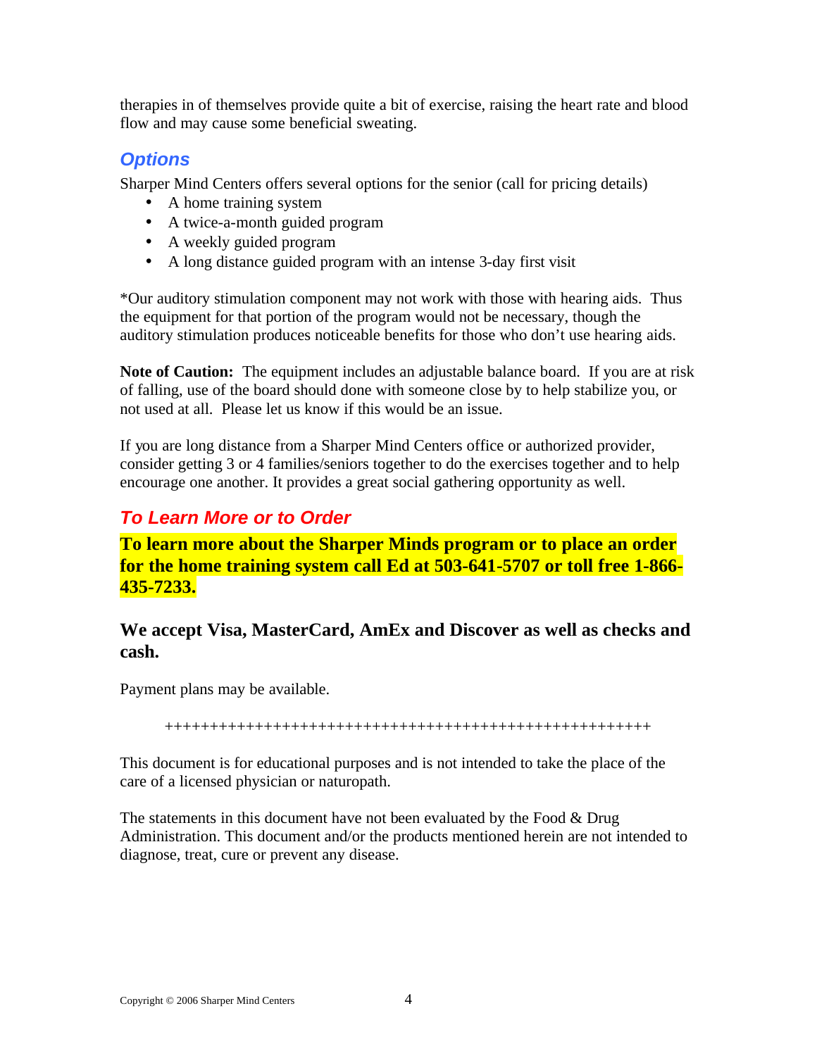therapies in of themselves provide quite a bit of exercise, raising the heart rate and blood flow and may cause some beneficial sweating.

## *Options*

Sharper Mind Centers offers several options for the senior (call for pricing details)

- A home training system
- A twice-a-month guided program
- A weekly guided program
- A long distance guided program with an intense 3-day first visit

*Our auditory stimulation component may not work with those with hearing aids. Thus the equipment for that portion of the program would not be necessary, though the auditory stimulation produces noticeable benefits for those who don't use hearing aids.

**Note of Caution:** The equipment includes an adjustable balance board. If you are at risk of falling, use of the board should done with someone close by to help stabilize you, or not used at all. Please let us know if this would be an issue.

If you are long distance from a Sharper Mind Centers office or authorized provider, consider getting 3 or 4 families/seniors together to do the exercises together and to help encourage one another. It provides a great social gathering opportunity as well.

## *To Learn More or to Order*

**To learn more about the Sharper Minds program or to place an order for the home training system call Ed at 503-641-5707 or toll free 1-866-435-7233.**

**We accept Visa, MasterCard, AmEx and Discover as well as checks and cash.**

Payment plans may be available.

++++++++++++++++++++++++++++++++++++++++++++++++++++++

This document is for educational purposes and is not intended to take the place of the care of a licensed physician or naturopath.

The statements in this document have not been evaluated by the Food & Drug Administration. This document and/or the products mentioned herein are not intended to diagnose, treat, cure or prevent any disease.

Copyright © 2006 Sharper Mind Centers